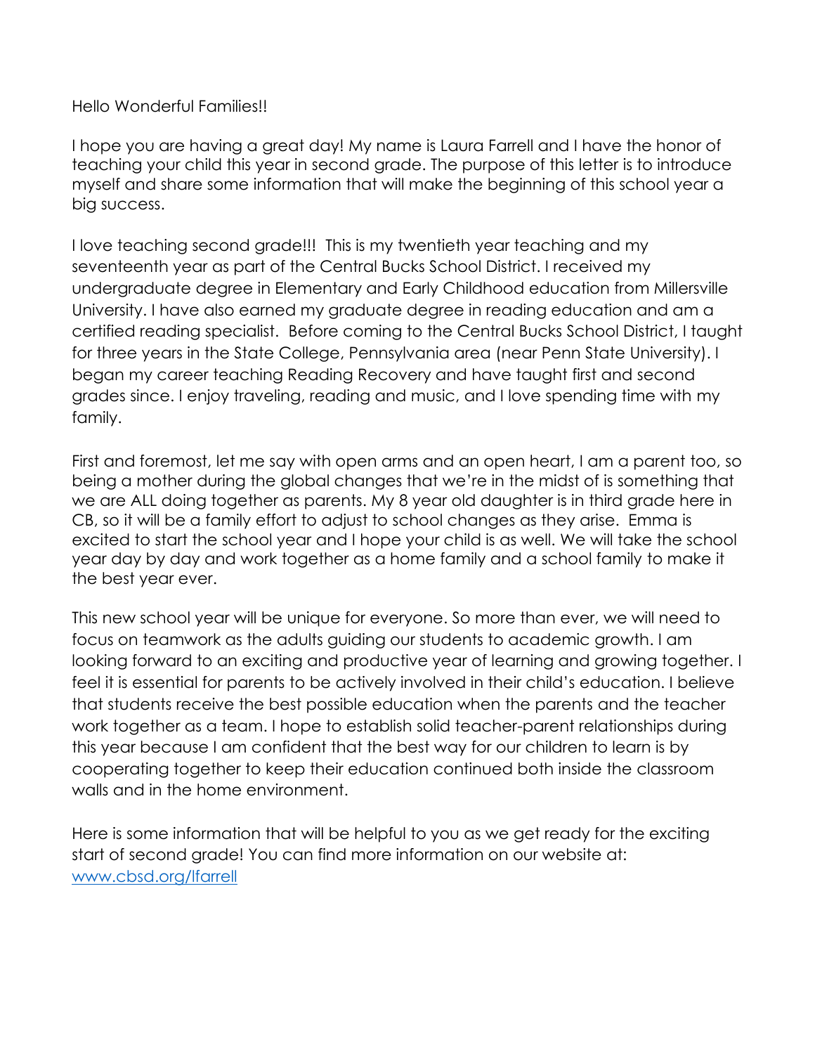Hello Wonderful Families!!

I hope you are having a great day! My name is Laura Farrell and I have the honor of teaching your child this year in second grade. The purpose of this letter is to introduce myself and share some information that will make the beginning of this school year a big success.

I love teaching second grade!!! This is my twentieth year teaching and my seventeenth year as part of the Central Bucks School District. I received my undergraduate degree in Elementary and Early Childhood education from Millersville University. I have also earned my graduate degree in reading education and am a certified reading specialist. Before coming to the Central Bucks School District, I taught for three years in the State College, Pennsylvania area (near Penn State University). I began my career teaching Reading Recovery and have taught first and second grades since. I enjoy traveling, reading and music, and I love spending time with my family.

First and foremost, let me say with open arms and an open heart, I am a parent too, so being a mother during the global changes that we're in the midst of is something that we are ALL doing together as parents. My 8 year old daughter is in third grade here in CB, so it will be a family effort to adjust to school changes as they arise. Emma is excited to start the school year and I hope your child is as well. We will take the school year day by day and work together as a home family and a school family to make it the best year ever.

This new school year will be unique for everyone. So more than ever, we will need to focus on teamwork as the adults guiding our students to academic growth. I am looking forward to an exciting and productive year of learning and growing together. I feel it is essential for parents to be actively involved in their child's education. I believe that students receive the best possible education when the parents and the teacher work together as a team. I hope to establish solid teacher-parent relationships during this year because I am confident that the best way for our children to learn is by cooperating together to keep their education continued both inside the classroom walls and in the home environment.

Here is some information that will be helpful to you as we get ready for the exciting start of second grade! You can find more information on our website at: [www.cbsd.org/lfarrell](http://www.cbsd.org/lfarrell)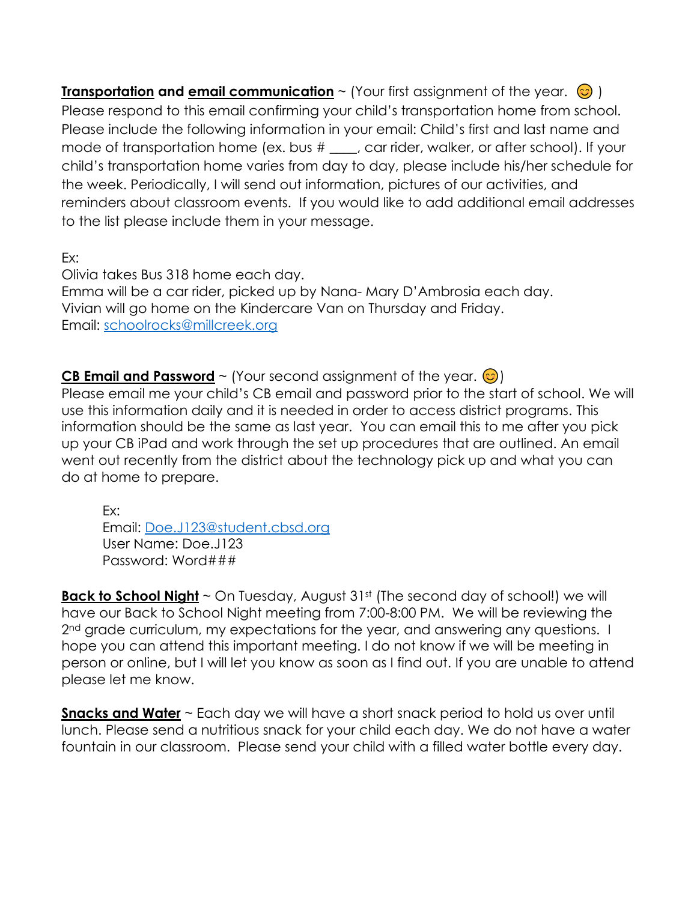**<u>Transportation</u> and <u>email communication</u>** ~ (Your first assignment of the year. 😊 ) Please respond to this email confirming your child's transportation home from school. Please include the following information in your email: Child's first and last name and mode of transportation home (ex. bus # ____, car rider, walker, or after school). If your child's transportation home varies from day to day, please include his/her schedule for the week. Periodically, I will send out information, pictures of our activities, and reminders about classroom events. If you would like to add additional email addresses to the list please include them in your message.

Ex:
Olivia takes Bus 318 home each day.
Emma will be a car rider, picked up by Nana- Mary D'Ambrosia each day.
Vivian will go home on the Kindercare Van on Thursday and Friday.
Email: schoolrocks@millcreek.org

**<u>CB Email and Password</u>** ~ (Your second assignment of the year. 😊) Please email me your child's CB email and password prior to the start of school. We will use this information daily and it is needed in order to access district programs. This information should be the same as last year. You can email this to me after you pick up your CB iPad and work through the set up procedures that are outlined. An email went out recently from the district about the technology pick up and what you can do at home to prepare.

> Ex:
> Email: Doe.J123@student.cbsd.org
> User Name: Doe.J123
> Password: Word###

**<u>Back to School Night</u>** ~ On Tuesday, August 31st (The second day of school!) we will have our Back to School Night meeting from 7:00-8:00 PM. We will be reviewing the 2nd grade curriculum, my expectations for the year, and answering any questions. I hope you can attend this important meeting. I do not know if we will be meeting in person or online, but I will let you know as soon as I find out. If you are unable to attend please let me know.

**<u>Snacks and Water</u>** ~ Each day we will have a short snack period to hold us over until lunch. Please send a nutritious snack for your child each day. We do not have a water fountain in our classroom. Please send your child with a filled water bottle every day.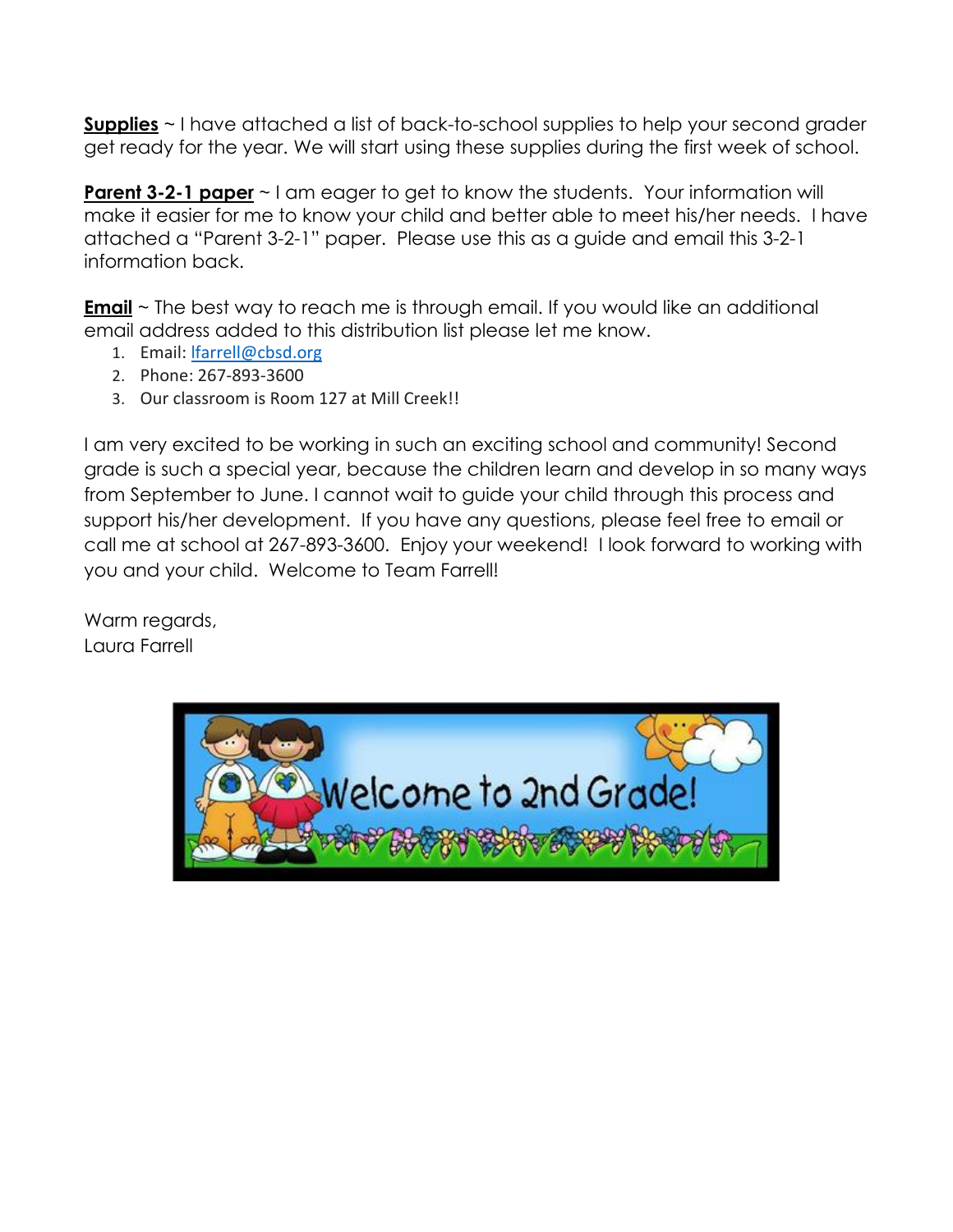**<u>Supplies</u>** ~ I have attached a list of back-to-school supplies to help your second grader get ready for the year. We will start using these supplies during the first week of school.

**<u>Parent 3-2-1 paper</u>** ~ I am eager to get to know the students. Your information will make it easier for me to know your child and better able to meet his/her needs. I have attached a "Parent 3-2-1" paper. Please use this as a guide and email this 3-2-1 information back.

**<u>Email</u>** ~ The best way to reach me is through email. If you would like an additional email address added to this distribution list please let me know.

1. Email: lfarrell@cbsd.org
2. Phone: 267-893-3600
3. Our classroom is Room 127 at Mill Creek!!

I am very excited to be working in such an exciting school and community! Second grade is such a special year, because the children learn and develop in so many ways from September to June. I cannot wait to guide your child through this process and support his/her development. If you have any questions, please feel free to email or call me at school at 267-893-3600. Enjoy your weekend! I look forward to working with you and your child. Welcome to Team Farrell!

Warm regards,
Laura Farrell

Welcome to 2nd Grade!